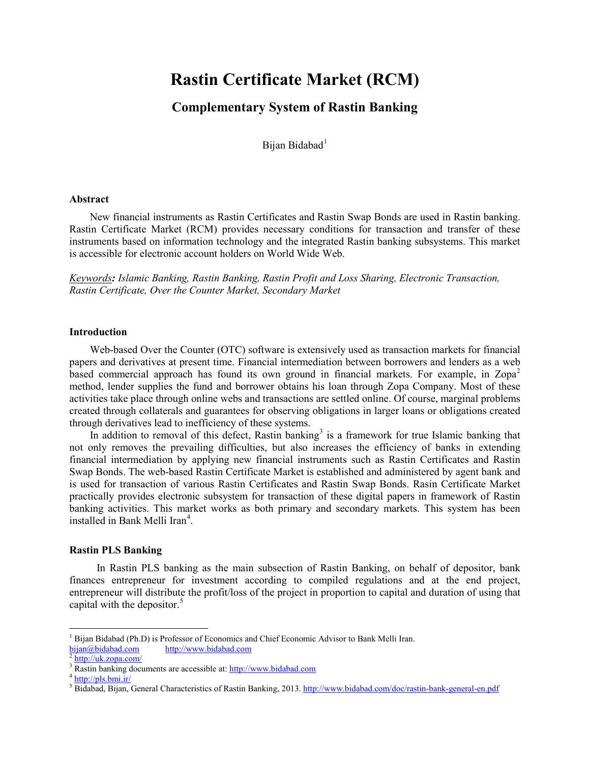# Rastin Certificate Market (RCM)

## Complementary System of Rastin Banking

Bijan Bidabad[1]

### Abstract

New financial instruments as Rastin Certificates and Rastin Swap Bonds are used in Rastin banking. Rastin Certificate Market (RCM) provides necessary conditions for transaction and transfer of these instruments based on information technology and the integrated Rastin banking subsystems. This market is accessible for electronic account holders on World Wide Web.

***Keywords:*** *Islamic Banking, Rastin Banking, Rastin Profit and Loss Sharing, Electronic Transaction, Rastin Certificate, Over the Counter Market, Secondary Market*

### Introduction

Web-based Over the Counter (OTC) software is extensively used as transaction markets for financial papers and derivatives at present time. Financial intermediation between borrowers and lenders as a web based commercial approach has found its own ground in financial markets. For example, in Zopa[2] method, lender supplies the fund and borrower obtains his loan through Zopa Company. Most of these activities take place through online webs and transactions are settled online. Of course, marginal problems created through collaterals and guarantees for observing obligations in larger loans or obligations created through derivatives lead to inefficiency of these systems.

In addition to removal of this defect, Rastin banking[3] is a framework for true Islamic banking that not only removes the prevailing difficulties, but also increases the efficiency of banks in extending financial intermediation by applying new financial instruments such as Rastin Certificates and Rastin Swap Bonds. The web-based Rastin Certificate Market is established and administered by agent bank and is used for transaction of various Rastin Certificates and Rastin Swap Bonds. Rasin Certificate Market practically provides electronic subsystem for transaction of these digital papers in framework of Rastin banking activities. This market works as both primary and secondary markets. This system has been installed in Bank Melli Iran[4].

### Rastin PLS Banking

In Rastin PLS banking as the main subsection of Rastin Banking, on behalf of depositor, bank finances entrepreneur for investment according to compiled regulations and at the end project, entrepreneur will distribute the profit/loss of the project in proportion to capital and duration of using that capital with the depositor.[5]

---

[1] Bijan Bidabad (Ph.D) is Professor of Economics and Chief Economic Advisor to Bank Melli Iran. bijan@bidabad.com http://www.bidabad.com

[2] http://uk.zopa.com/

[3] Rastin banking documents are accessible at: http://www.bidabad.com

[4] http://pls.bmi.ir/

[5] Bidabad, Bijan, General Characteristics of Rastin Banking, 2013. http://www.bidabad.com/doc/rastin-bank-general-en.pdf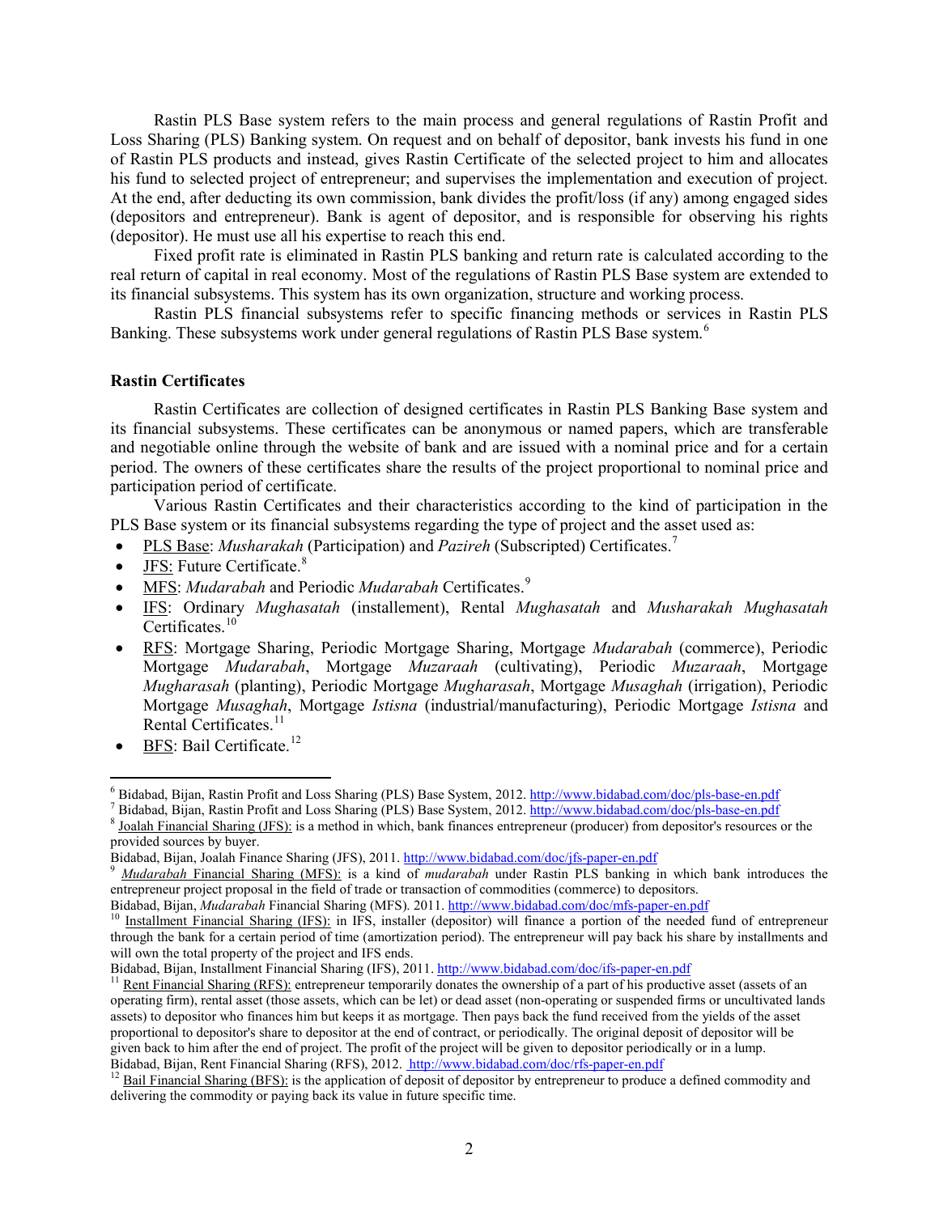Rastin PLS Base system refers to the main process and general regulations of Rastin Profit and Loss Sharing (PLS) Banking system. On request and on behalf of depositor, bank invests his fund in one of Rastin PLS products and instead, gives Rastin Certificate of the selected project to him and allocates his fund to selected project of entrepreneur; and supervises the implementation and execution of project. At the end, after deducting its own commission, bank divides the profit/loss (if any) among engaged sides (depositors and entrepreneur). Bank is agent of depositor, and is responsible for observing his rights (depositor). He must use all his expertise to reach this end.

Fixed profit rate is eliminated in Rastin PLS banking and return rate is calculated according to the real return of capital in real economy. Most of the regulations of Rastin PLS Base system are extended to its financial subsystems. This system has its own organization, structure and working process.

Rastin PLS financial subsystems refer to specific financing methods or services in Rastin PLS Banking. These subsystems work under general regulations of Rastin PLS Base system.[6]

**Rastin Certificates**

Rastin Certificates are collection of designed certificates in Rastin PLS Banking Base system and its financial subsystems. These certificates can be anonymous or named papers, which are transferable and negotiable online through the website of bank and are issued with a nominal price and for a certain period. The owners of these certificates share the results of the project proportional to nominal price and participation period of certificate.

Various Rastin Certificates and their characteristics according to the kind of participation in the PLS Base system or its financial subsystems regarding the type of project and the asset used as:

- PLS Base: *Musharakah* (Participation) and *Pazireh* (Subscripted) Certificates.[7]
- JFS: Future Certificate.[8]
- MFS: *Mudarabah* and Periodic *Mudarabah* Certificates.[9]
- IFS: Ordinary *Mughasatah* (installement), Rental *Mughasatah* and *Musharakah Mughasatah* Certificates.[10]
- RFS: Mortgage Sharing, Periodic Mortgage Sharing, Mortgage *Mudarabah* (commerce), Periodic Mortgage *Mudarabah*, Mortgage *Muzaraah* (cultivating), Periodic *Muzaraah*, Mortgage *Mugharasah* (planting), Periodic Mortgage *Mugharasah*, Mortgage *Musaghah* (irrigation), Periodic Mortgage *Musaghah*, Mortgage *Istisna* (industrial/manufacturing), Periodic Mortgage *Istisna* and Rental Certificates.[11]
- BFS: Bail Certificate.[12]

---

[6] Bidabad, Bijan, Rastin Profit and Loss Sharing (PLS) Base System, 2012. http://www.bidabad.com/doc/pls-base-en.pdf

[7] Bidabad, Bijan, Rastin Profit and Loss Sharing (PLS) Base System, 2012. http://www.bidabad.com/doc/pls-base-en.pdf

[8] Joalah Financial Sharing (JFS): is a method in which, bank finances entrepreneur (producer) from depositor's resources or the provided sources by buyer.
Bidabad, Bijan, Joalah Finance Sharing (JFS), 2011. http://www.bidabad.com/doc/jfs-paper-en.pdf

[9] *Mudarabah* Financial Sharing (MFS): is a kind of *mudarabah* under Rastin PLS banking in which bank introduces the entrepreneur project proposal in the field of trade or transaction of commodities (commerce) to depositors.
Bidabad, Bijan, *Mudarabah* Financial Sharing (MFS). 2011. http://www.bidabad.com/doc/mfs-paper-en.pdf

[10] Installment Financial Sharing (IFS): in IFS, installer (depositor) will finance a portion of the needed fund of entrepreneur through the bank for a certain period of time (amortization period). The entrepreneur will pay back his share by installments and will own the total property of the project and IFS ends.
Bidabad, Bijan, Installment Financial Sharing (IFS), 2011. http://www.bidabad.com/doc/ifs-paper-en.pdf

[11] Rent Financial Sharing (RFS): entrepreneur temporarily donates the ownership of a part of his productive asset (assets of an operating firm), rental asset (those assets, which can be let) or dead asset (non-operating or suspended firms or uncultivated lands assets) to depositor who finances him but keeps it as mortgage. Then pays back the fund received from the yields of the asset proportional to depositor's share to depositor at the end of contract, or periodically. The original deposit of depositor will be given back to him after the end of project. The profit of the project will be given to depositor periodically or in a lump.
Bidabad, Bijan, Rent Financial Sharing (RFS), 2012. http://www.bidabad.com/doc/rfs-paper-en.pdf

[12] Bail Financial Sharing (BFS): is the application of deposit of depositor by entrepreneur to produce a defined commodity and delivering the commodity or paying back its value in future specific time.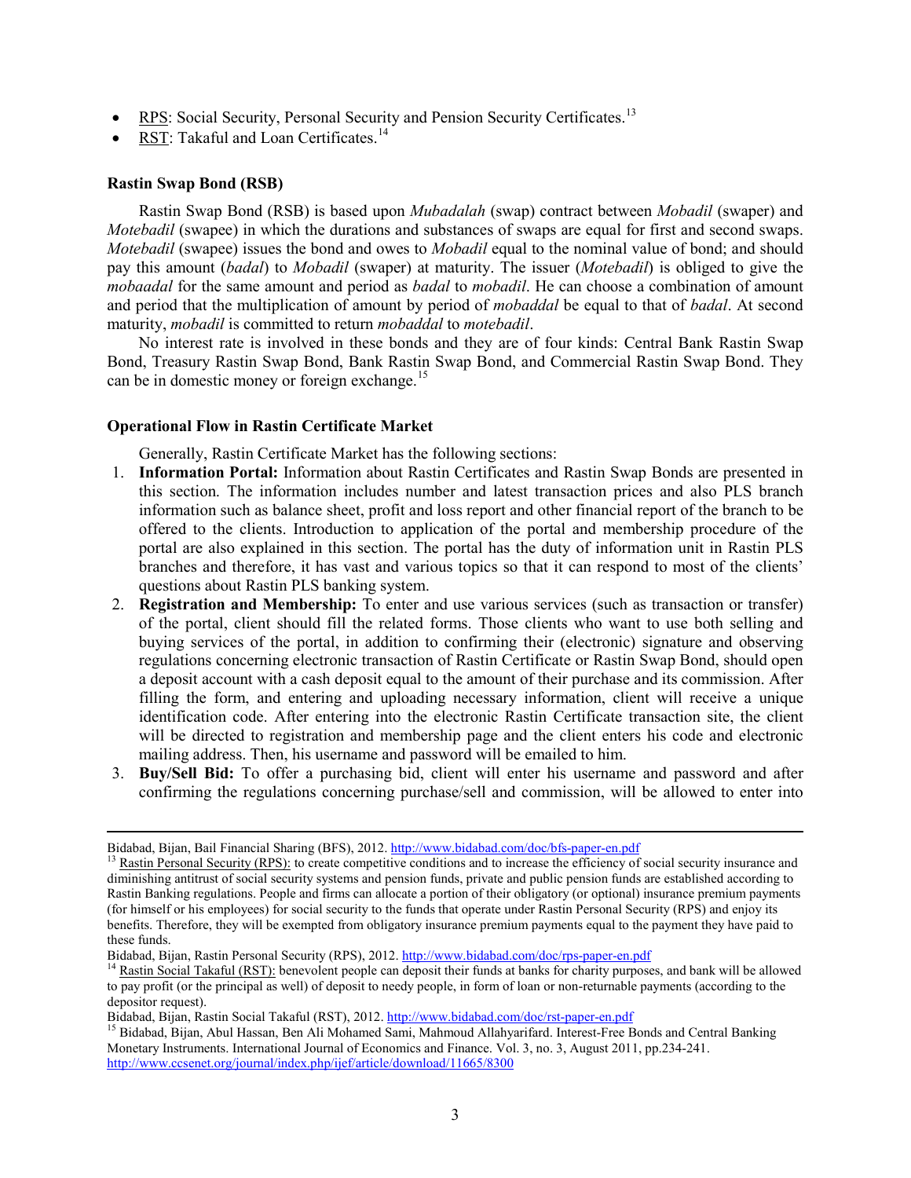- <u>RPS</u>: Social Security, Personal Security and Pension Security Certificates.[13]
- <u>RST</u>: Takaful and Loan Certificates.[14]

**Rastin Swap Bond (RSB)**

Rastin Swap Bond (RSB) is based upon *Mubadalah* (swap) contract between *Mobadil* (swaper) and *Motebadil* (swapee) in which the durations and substances of swaps are equal for first and second swaps. *Motebadil* (swapee) issues the bond and owes to *Mobadil* equal to the nominal value of bond; and should pay this amount (*badal*) to *Mobadil* (swaper) at maturity. The issuer (*Motebadil*) is obliged to give the *mobaadal* for the same amount and period as *badal* to *mobadil*. He can choose a combination of amount and period that the multiplication of amount by period of *mobaddal* be equal to that of *badal*. At second maturity, *mobadil* is committed to return *mobaddal* to *motebadil*.

No interest rate is involved in these bonds and they are of four kinds: Central Bank Rastin Swap Bond, Treasury Rastin Swap Bond, Bank Rastin Swap Bond, and Commercial Rastin Swap Bond. They can be in domestic money or foreign exchange.[15]

**Operational Flow in Rastin Certificate Market**

Generally, Rastin Certificate Market has the following sections:

1. **Information Portal:** Information about Rastin Certificates and Rastin Swap Bonds are presented in this section. The information includes number and latest transaction prices and also PLS branch information such as balance sheet, profit and loss report and other financial report of the branch to be offered to the clients. Introduction to application of the portal and membership procedure of the portal are also explained in this section. The portal has the duty of information unit in Rastin PLS branches and therefore, it has vast and various topics so that it can respond to most of the clients' questions about Rastin PLS banking system.
2. **Registration and Membership:** To enter and use various services (such as transaction or transfer) of the portal, client should fill the related forms. Those clients who want to use both selling and buying services of the portal, in addition to confirming their (electronic) signature and observing regulations concerning electronic transaction of Rastin Certificate or Rastin Swap Bond, should open a deposit account with a cash deposit equal to the amount of their purchase and its commission. After filling the form, and entering and uploading necessary information, client will receive a unique identification code. After entering into the electronic Rastin Certificate transaction site, the client will be directed to registration and membership page and the client enters his code and electronic mailing address. Then, his username and password will be emailed to him.
3. **Buy/Sell Bid:** To offer a purchasing bid, client will enter his username and password and after confirming the regulations concerning purchase/sell and commission, will be allowed to enter into

---

Bidabad, Bijan, Bail Financial Sharing (BFS), 2012. http://www.bidabad.com/doc/bfs-paper-en.pdf

[13] <u>Rastin Personal Security (RPS):</u> to create competitive conditions and to increase the efficiency of social security insurance and diminishing antitrust of social security systems and pension funds, private and public pension funds are established according to Rastin Banking regulations. People and firms can allocate a portion of their obligatory (or optional) insurance premium payments (for himself or his employees) for social security to the funds that operate under Rastin Personal Security (RPS) and enjoy its benefits. Therefore, they will be exempted from obligatory insurance premium payments equal to the payment they have paid to these funds.

Bidabad, Bijan, Rastin Personal Security (RPS), 2012. http://www.bidabad.com/doc/rps-paper-en.pdf

[14] <u>Rastin Social Takaful (RST):</u> benevolent people can deposit their funds at banks for charity purposes, and bank will be allowed to pay profit (or the principal as well) of deposit to needy people, in form of loan or non-returnable payments (according to the depositor request).

Bidabad, Bijan, Rastin Social Takaful (RST), 2012. http://www.bidabad.com/doc/rst-paper-en.pdf

[15] Bidabad, Bijan, Abul Hassan, Ben Ali Mohamed Sami, Mahmoud Allahyarifard. Interest-Free Bonds and Central Banking Monetary Instruments. International Journal of Economics and Finance. Vol. 3, no. 3, August 2011, pp.234-241. http://www.ccsenet.org/journal/index.php/ijef/article/download/11665/8300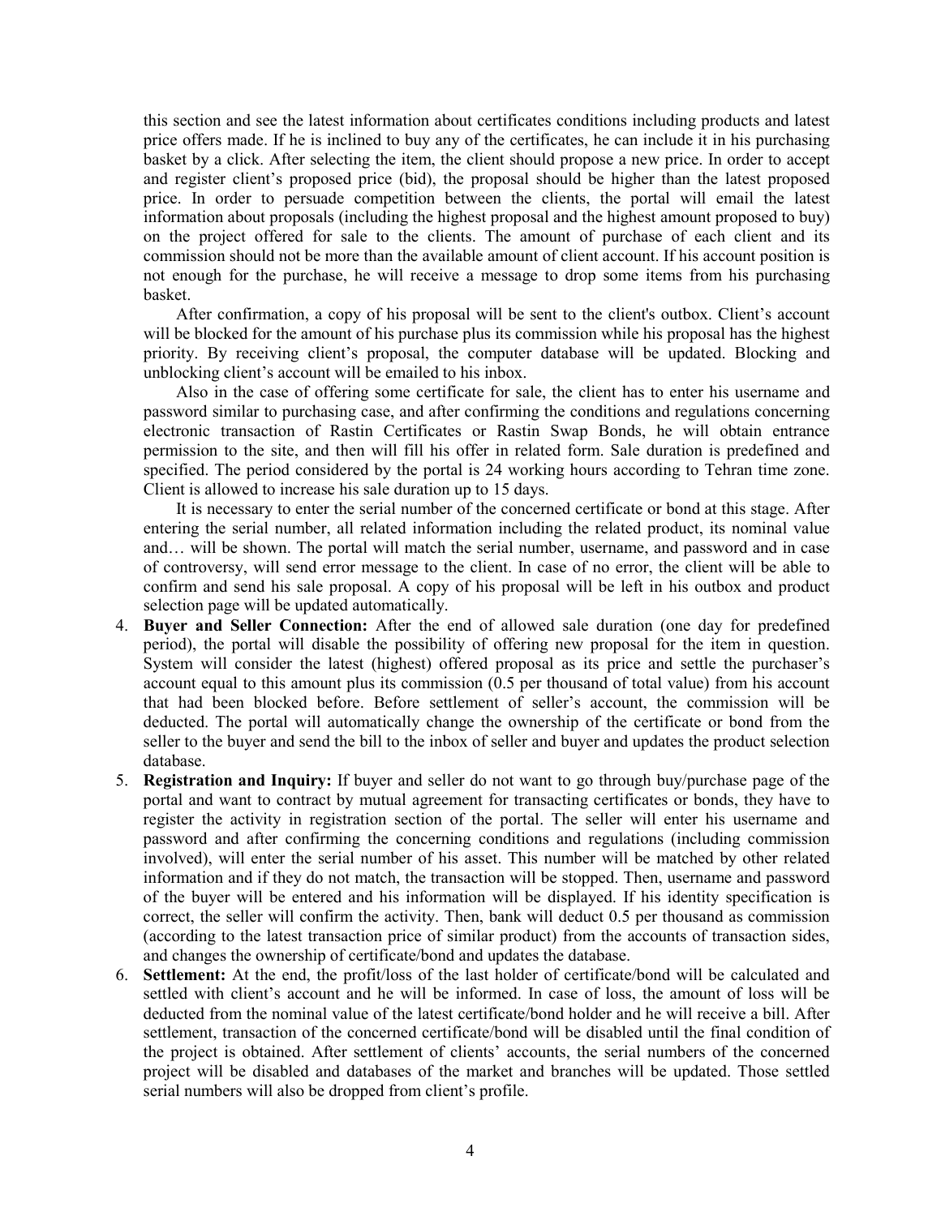this section and see the latest information about certificates conditions including products and latest price offers made. If he is inclined to buy any of the certificates, he can include it in his purchasing basket by a click. After selecting the item, the client should propose a new price. In order to accept and register client's proposed price (bid), the proposal should be higher than the latest proposed price. In order to persuade competition between the clients, the portal will email the latest information about proposals (including the highest proposal and the highest amount proposed to buy) on the project offered for sale to the clients. The amount of purchase of each client and its commission should not be more than the available amount of client account. If his account position is not enough for the purchase, he will receive a message to drop some items from his purchasing basket.

After confirmation, a copy of his proposal will be sent to the client's outbox. Client's account will be blocked for the amount of his purchase plus its commission while his proposal has the highest priority. By receiving client's proposal, the computer database will be updated. Blocking and unblocking client's account will be emailed to his inbox.

Also in the case of offering some certificate for sale, the client has to enter his username and password similar to purchasing case, and after confirming the conditions and regulations concerning electronic transaction of Rastin Certificates or Rastin Swap Bonds, he will obtain entrance permission to the site, and then will fill his offer in related form. Sale duration is predefined and specified. The period considered by the portal is 24 working hours according to Tehran time zone. Client is allowed to increase his sale duration up to 15 days.

It is necessary to enter the serial number of the concerned certificate or bond at this stage. After entering the serial number, all related information including the related product, its nominal value and… will be shown. The portal will match the serial number, username, and password and in case of controversy, will send error message to the client. In case of no error, the client will be able to confirm and send his sale proposal. A copy of his proposal will be left in his outbox and product selection page will be updated automatically.

4. **Buyer and Seller Connection:** After the end of allowed sale duration (one day for predefined period), the portal will disable the possibility of offering new proposal for the item in question. System will consider the latest (highest) offered proposal as its price and settle the purchaser's account equal to this amount plus its commission (0.5 per thousand of total value) from his account that had been blocked before. Before settlement of seller's account, the commission will be deducted. The portal will automatically change the ownership of the certificate or bond from the seller to the buyer and send the bill to the inbox of seller and buyer and updates the product selection database.
5. **Registration and Inquiry:** If buyer and seller do not want to go through buy/purchase page of the portal and want to contract by mutual agreement for transacting certificates or bonds, they have to register the activity in registration section of the portal. The seller will enter his username and password and after confirming the concerning conditions and regulations (including commission involved), will enter the serial number of his asset. This number will be matched by other related information and if they do not match, the transaction will be stopped. Then, username and password of the buyer will be entered and his information will be displayed. If his identity specification is correct, the seller will confirm the activity. Then, bank will deduct 0.5 per thousand as commission (according to the latest transaction price of similar product) from the accounts of transaction sides, and changes the ownership of certificate/bond and updates the database.
6. **Settlement:** At the end, the profit/loss of the last holder of certificate/bond will be calculated and settled with client's account and he will be informed. In case of loss, the amount of loss will be deducted from the nominal value of the latest certificate/bond holder and he will receive a bill. After settlement, transaction of the concerned certificate/bond will be disabled until the final condition of the project is obtained. After settlement of clients' accounts, the serial numbers of the concerned project will be disabled and databases of the market and branches will be updated. Those settled serial numbers will also be dropped from client's profile.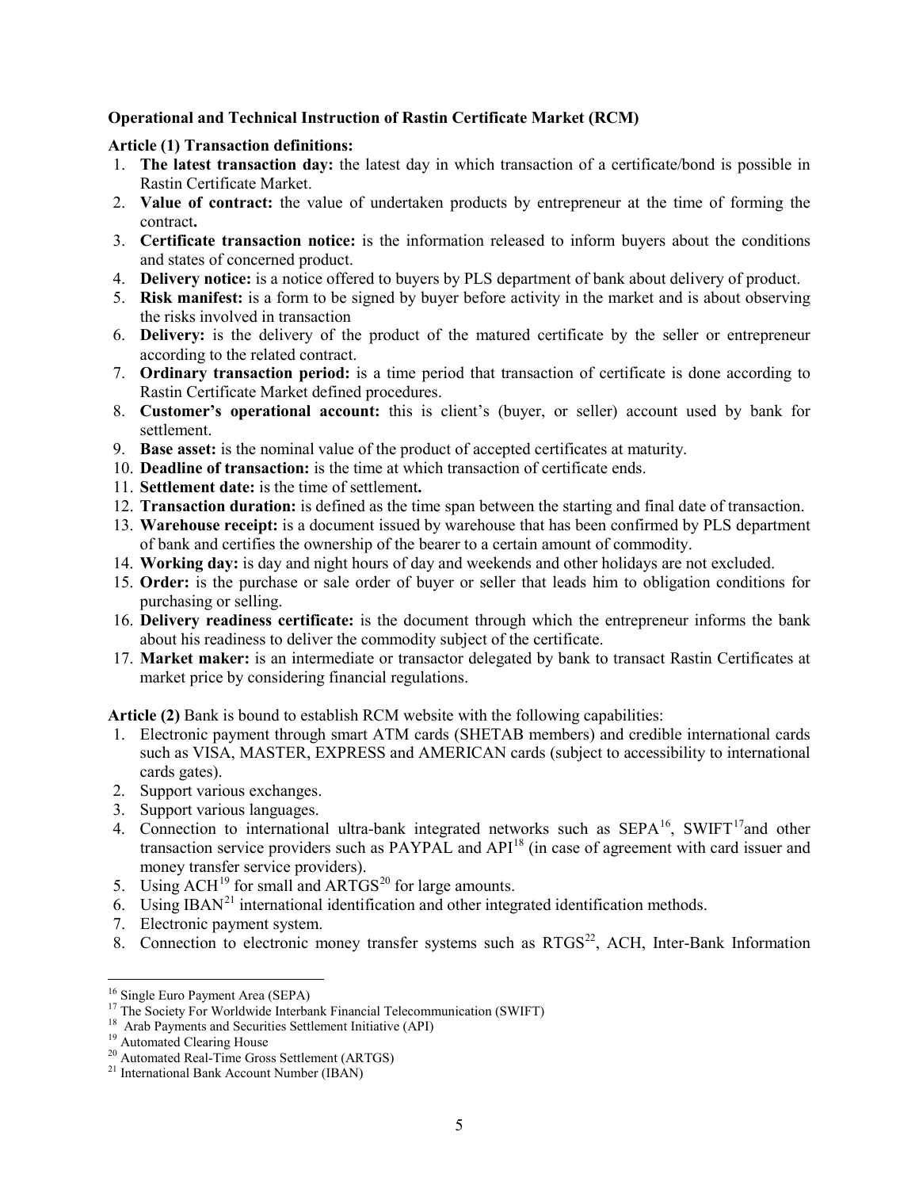**Operational and Technical Instruction of Rastin Certificate Market (RCM)**

**Article (1) Transaction definitions:**

1. **The latest transaction day:** the latest day in which transaction of a certificate/bond is possible in Rastin Certificate Market.
2. **Value of contract:** the value of undertaken products by entrepreneur at the time of forming the contract**.**
3. **Certificate transaction notice:** is the information released to inform buyers about the conditions and states of concerned product.
4. **Delivery notice:** is a notice offered to buyers by PLS department of bank about delivery of product.
5. **Risk manifest:** is a form to be signed by buyer before activity in the market and is about observing the risks involved in transaction
6. **Delivery:** is the delivery of the product of the matured certificate by the seller or entrepreneur according to the related contract.
7. **Ordinary transaction period:** is a time period that transaction of certificate is done according to Rastin Certificate Market defined procedures.
8. **Customer's operational account:** this is client's (buyer, or seller) account used by bank for settlement.
9. **Base asset:** is the nominal value of the product of accepted certificates at maturity.
10. **Deadline of transaction:** is the time at which transaction of certificate ends.
11. **Settlement date:** is the time of settlement**.**
12. **Transaction duration:** is defined as the time span between the starting and final date of transaction.
13. **Warehouse receipt:** is a document issued by warehouse that has been confirmed by PLS department of bank and certifies the ownership of the bearer to a certain amount of commodity.
14. **Working day:** is day and night hours of day and weekends and other holidays are not excluded.
15. **Order:** is the purchase or sale order of buyer or seller that leads him to obligation conditions for purchasing or selling.
16. **Delivery readiness certificate:** is the document through which the entrepreneur informs the bank about his readiness to deliver the commodity subject of the certificate.
17. **Market maker:** is an intermediate or transactor delegated by bank to transact Rastin Certificates at market price by considering financial regulations.

**Article (2)** Bank is bound to establish RCM website with the following capabilities:

1. Electronic payment through smart ATM cards (SHETAB members) and credible international cards such as VISA, MASTER, EXPRESS and AMERICAN cards (subject to accessibility to international cards gates).
2. Support various exchanges.
3. Support various languages.
4. Connection to international ultra-bank integrated networks such as SEPA[16], SWIFT[17]and other transaction service providers such as PAYPAL and API[18] (in case of agreement with card issuer and money transfer service providers).
5. Using ACH[19] for small and ARTGS[20] for large amounts.
6. Using IBAN[21] international identification and other integrated identification methods.
7. Electronic payment system.
8. Connection to electronic money transfer systems such as RTGS[22], ACH, Inter-Bank Information

---

[16] Single Euro Payment Area (SEPA)

[17] The Society For Worldwide Interbank Financial Telecommunication (SWIFT)

[18] Arab Payments and Securities Settlement Initiative (API)

[19] Automated Clearing House

[20] Automated Real-Time Gross Settlement (ARTGS)

[21] International Bank Account Number (IBAN)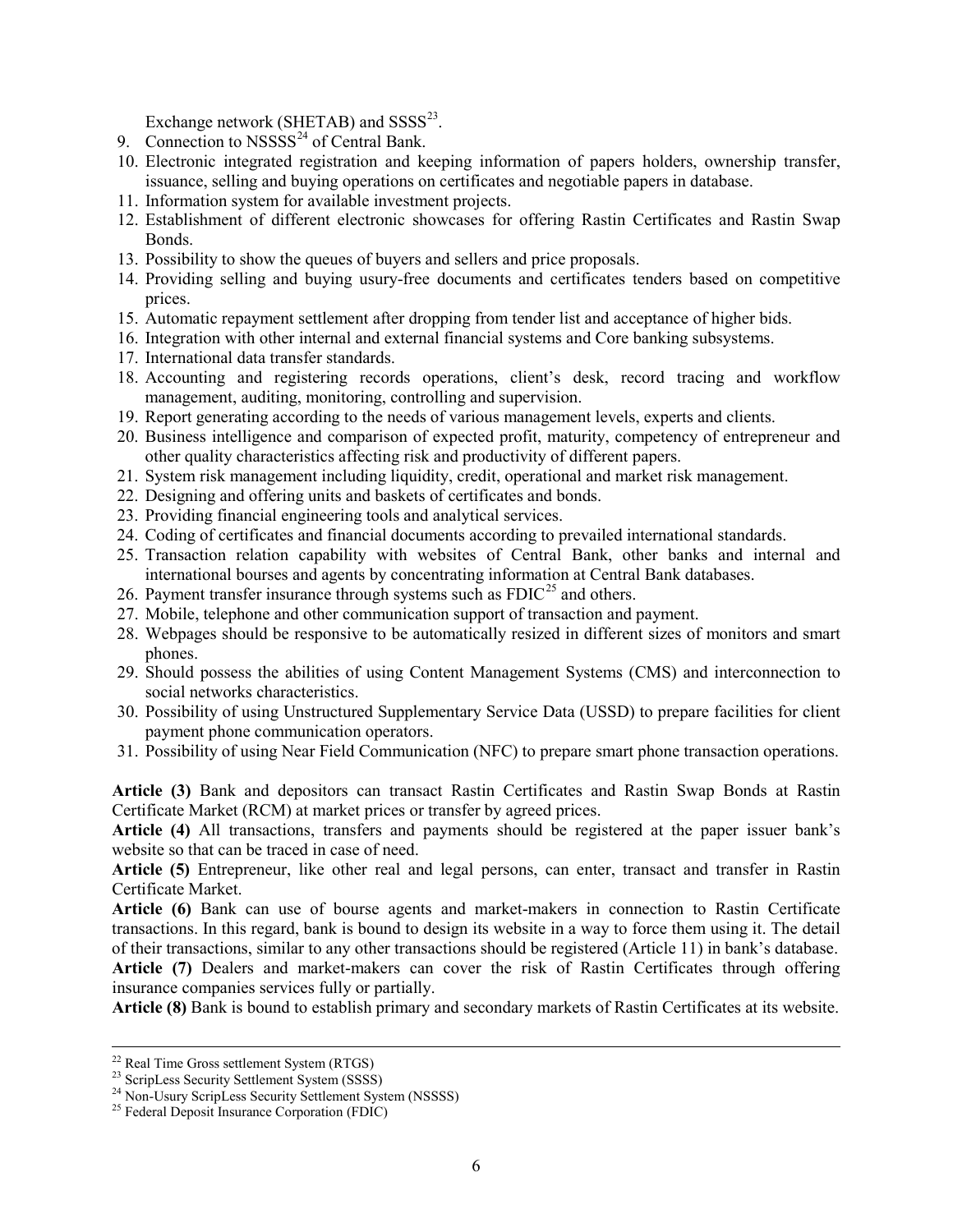Exchange network (SHETAB) and SSSS[23].

9. Connection to NSSSS[24] of Central Bank.
10. Electronic integrated registration and keeping information of papers holders, ownership transfer, issuance, selling and buying operations on certificates and negotiable papers in database.
11. Information system for available investment projects.
12. Establishment of different electronic showcases for offering Rastin Certificates and Rastin Swap Bonds.
13. Possibility to show the queues of buyers and sellers and price proposals.
14. Providing selling and buying usury-free documents and certificates tenders based on competitive prices.
15. Automatic repayment settlement after dropping from tender list and acceptance of higher bids.
16. Integration with other internal and external financial systems and Core banking subsystems.
17. International data transfer standards.
18. Accounting and registering records operations, client's desk, record tracing and workflow management, auditing, monitoring, controlling and supervision.
19. Report generating according to the needs of various management levels, experts and clients.
20. Business intelligence and comparison of expected profit, maturity, competency of entrepreneur and other quality characteristics affecting risk and productivity of different papers.
21. System risk management including liquidity, credit, operational and market risk management.
22. Designing and offering units and baskets of certificates and bonds.
23. Providing financial engineering tools and analytical services.
24. Coding of certificates and financial documents according to prevailed international standards.
25. Transaction relation capability with websites of Central Bank, other banks and internal and international bourses and agents by concentrating information at Central Bank databases.
26. Payment transfer insurance through systems such as FDIC[25] and others.
27. Mobile, telephone and other communication support of transaction and payment.
28. Webpages should be responsive to be automatically resized in different sizes of monitors and smart phones.
29. Should possess the abilities of using Content Management Systems (CMS) and interconnection to social networks characteristics.
30. Possibility of using Unstructured Supplementary Service Data (USSD) to prepare facilities for client payment phone communication operators.
31. Possibility of using Near Field Communication (NFC) to prepare smart phone transaction operations.

**Article (3)** Bank and depositors can transact Rastin Certificates and Rastin Swap Bonds at Rastin Certificate Market (RCM) at market prices or transfer by agreed prices.

**Article (4)** All transactions, transfers and payments should be registered at the paper issuer bank's website so that can be traced in case of need.

**Article (5)** Entrepreneur, like other real and legal persons, can enter, transact and transfer in Rastin Certificate Market.

**Article (6)** Bank can use of bourse agents and market-makers in connection to Rastin Certificate transactions. In this regard, bank is bound to design its website in a way to force them using it. The detail of their transactions, similar to any other transactions should be registered (Article 11) in bank's database.

**Article (7)** Dealers and market-makers can cover the risk of Rastin Certificates through offering insurance companies services fully or partially.

**Article (8)** Bank is bound to establish primary and secondary markets of Rastin Certificates at its website.

---

[22] Real Time Gross settlement System (RTGS)

[23] ScripLess Security Settlement System (SSSS)

[24] Non-Usury ScripLess Security Settlement System (NSSSS)

[25] Federal Deposit Insurance Corporation (FDIC)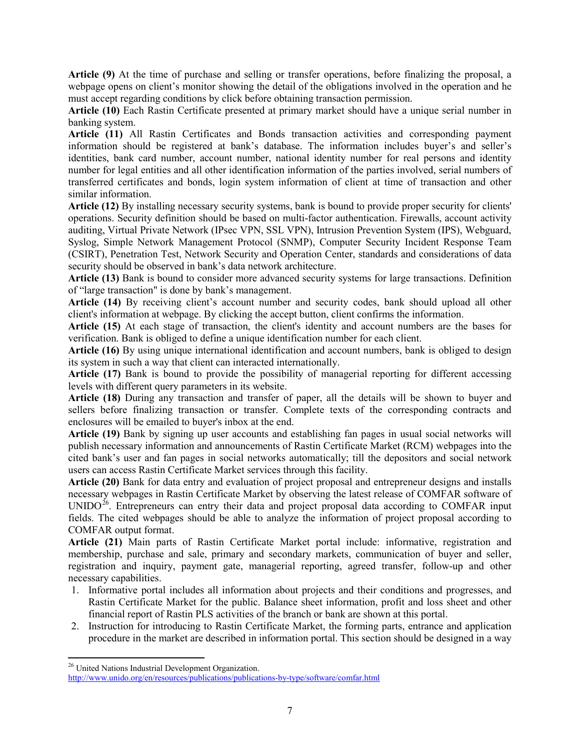**Article (9)** At the time of purchase and selling or transfer operations, before finalizing the proposal, a webpage opens on client's monitor showing the detail of the obligations involved in the operation and he must accept regarding conditions by click before obtaining transaction permission.

**Article (10)** Each Rastin Certificate presented at primary market should have a unique serial number in banking system.

**Article (11)** All Rastin Certificates and Bonds transaction activities and corresponding payment information should be registered at bank's database. The information includes buyer's and seller's identities, bank card number, account number, national identity number for real persons and identity number for legal entities and all other identification information of the parties involved, serial numbers of transferred certificates and bonds, login system information of client at time of transaction and other similar information.

**Article (12)** By installing necessary security systems, bank is bound to provide proper security for clients' operations. Security definition should be based on multi-factor authentication. Firewalls, account activity auditing, Virtual Private Network (IPsec VPN, SSL VPN), Intrusion Prevention System (IPS), Webguard, Syslog, Simple Network Management Protocol (SNMP), Computer Security Incident Response Team (CSIRT), Penetration Test, Network Security and Operation Center, standards and considerations of data security should be observed in bank's data network architecture.

**Article (13)** Bank is bound to consider more advanced security systems for large transactions. Definition of "large transaction" is done by bank's management.

**Article (14)** By receiving client's account number and security codes, bank should upload all other client's information at webpage. By clicking the accept button, client confirms the information.

**Article (15)** At each stage of transaction, the client's identity and account numbers are the bases for verification. Bank is obliged to define a unique identification number for each client.

**Article (16)** By using unique international identification and account numbers, bank is obliged to design its system in such a way that client can interacted internationally.

**Article (17)** Bank is bound to provide the possibility of managerial reporting for different accessing levels with different query parameters in its website.

**Article (18)** During any transaction and transfer of paper, all the details will be shown to buyer and sellers before finalizing transaction or transfer. Complete texts of the corresponding contracts and enclosures will be emailed to buyer's inbox at the end.

**Article (19)** Bank by signing up user accounts and establishing fan pages in usual social networks will publish necessary information and announcements of Rastin Certificate Market (RCM) webpages into the cited bank's user and fan pages in social networks automatically; till the depositors and social network users can access Rastin Certificate Market services through this facility.

**Article (20)** Bank for data entry and evaluation of project proposal and entrepreneur designs and installs necessary webpages in Rastin Certificate Market by observing the latest release of COMFAR software of UNIDO[26]. Entrepreneurs can entry their data and project proposal data according to COMFAR input fields. The cited webpages should be able to analyze the information of project proposal according to COMFAR output format.

**Article (21)** Main parts of Rastin Certificate Market portal include: informative, registration and membership, purchase and sale, primary and secondary markets, communication of buyer and seller, registration and inquiry, payment gate, managerial reporting, agreed transfer, follow-up and other necessary capabilities.

1. Informative portal includes all information about projects and their conditions and progresses, and Rastin Certificate Market for the public. Balance sheet information, profit and loss sheet and other financial report of Rastin PLS activities of the branch or bank are shown at this portal.
2. Instruction for introducing to Rastin Certificate Market, the forming parts, entrance and application procedure in the market are described in information portal. This section should be designed in a way

---

[26] United Nations Industrial Development Organization.
http://www.unido.org/en/resources/publications/publications-by-type/software/comfar.html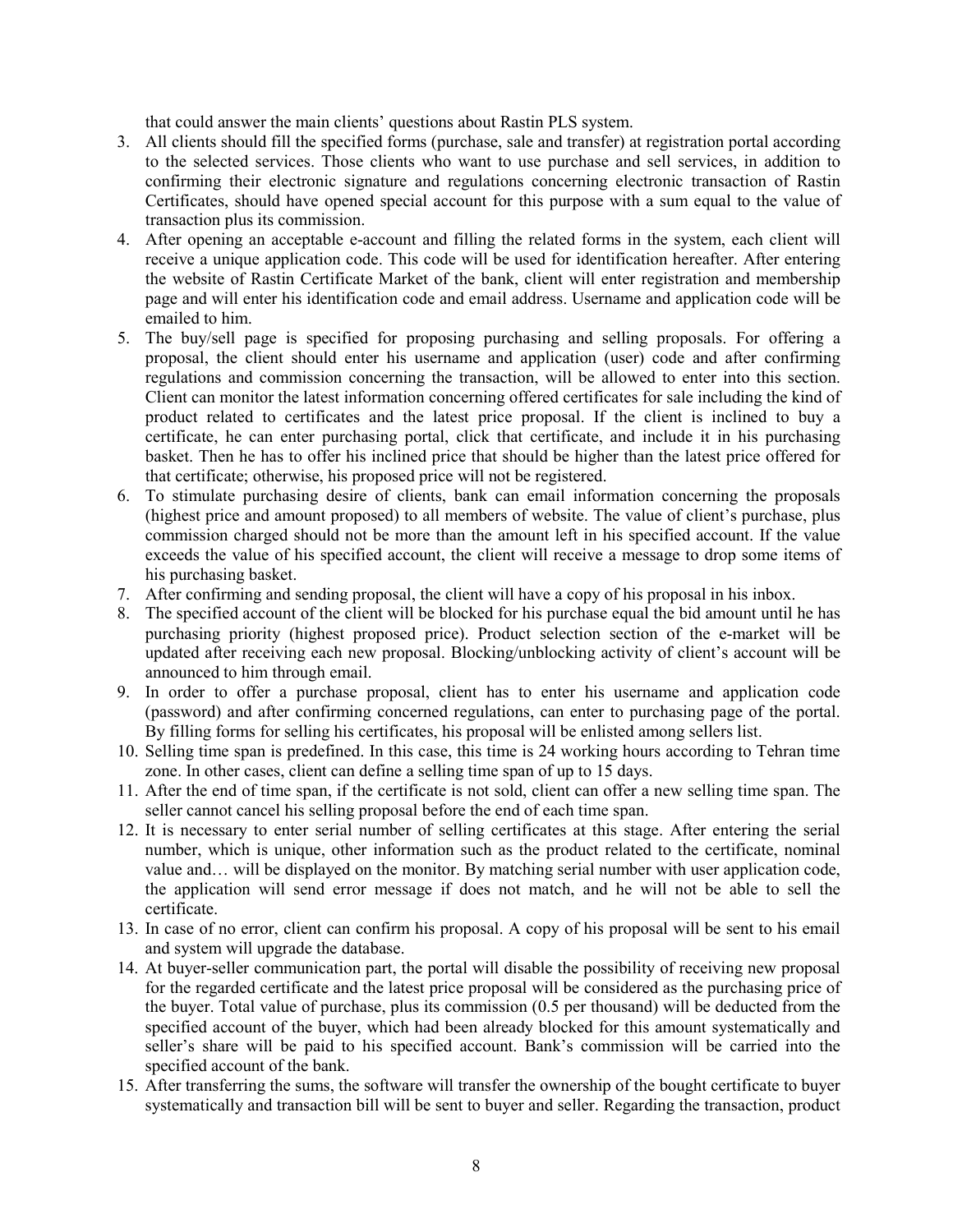that could answer the main clients' questions about Rastin PLS system.

3. All clients should fill the specified forms (purchase, sale and transfer) at registration portal according to the selected services. Those clients who want to use purchase and sell services, in addition to confirming their electronic signature and regulations concerning electronic transaction of Rastin Certificates, should have opened special account for this purpose with a sum equal to the value of transaction plus its commission.
4. After opening an acceptable e-account and filling the related forms in the system, each client will receive a unique application code. This code will be used for identification hereafter. After entering the website of Rastin Certificate Market of the bank, client will enter registration and membership page and will enter his identification code and email address. Username and application code will be emailed to him.
5. The buy/sell page is specified for proposing purchasing and selling proposals. For offering a proposal, the client should enter his username and application (user) code and after confirming regulations and commission concerning the transaction, will be allowed to enter into this section. Client can monitor the latest information concerning offered certificates for sale including the kind of product related to certificates and the latest price proposal. If the client is inclined to buy a certificate, he can enter purchasing portal, click that certificate, and include it in his purchasing basket. Then he has to offer his inclined price that should be higher than the latest price offered for that certificate; otherwise, his proposed price will not be registered.
6. To stimulate purchasing desire of clients, bank can email information concerning the proposals (highest price and amount proposed) to all members of website. The value of client's purchase, plus commission charged should not be more than the amount left in his specified account. If the value exceeds the value of his specified account, the client will receive a message to drop some items of his purchasing basket.
7. After confirming and sending proposal, the client will have a copy of his proposal in his inbox.
8. The specified account of the client will be blocked for his purchase equal the bid amount until he has purchasing priority (highest proposed price). Product selection section of the e-market will be updated after receiving each new proposal. Blocking/unblocking activity of client's account will be announced to him through email.
9. In order to offer a purchase proposal, client has to enter his username and application code (password) and after confirming concerned regulations, can enter to purchasing page of the portal. By filling forms for selling his certificates, his proposal will be enlisted among sellers list.
10. Selling time span is predefined. In this case, this time is 24 working hours according to Tehran time zone. In other cases, client can define a selling time span of up to 15 days.
11. After the end of time span, if the certificate is not sold, client can offer a new selling time span. The seller cannot cancel his selling proposal before the end of each time span.
12. It is necessary to enter serial number of selling certificates at this stage. After entering the serial number, which is unique, other information such as the product related to the certificate, nominal value and… will be displayed on the monitor. By matching serial number with user application code, the application will send error message if does not match, and he will not be able to sell the certificate.
13. In case of no error, client can confirm his proposal. A copy of his proposal will be sent to his email and system will upgrade the database.
14. At buyer-seller communication part, the portal will disable the possibility of receiving new proposal for the regarded certificate and the latest price proposal will be considered as the purchasing price of the buyer. Total value of purchase, plus its commission (0.5 per thousand) will be deducted from the specified account of the buyer, which had been already blocked for this amount systematically and seller's share will be paid to his specified account. Bank's commission will be carried into the specified account of the bank.
15. After transferring the sums, the software will transfer the ownership of the bought certificate to buyer systematically and transaction bill will be sent to buyer and seller. Regarding the transaction, product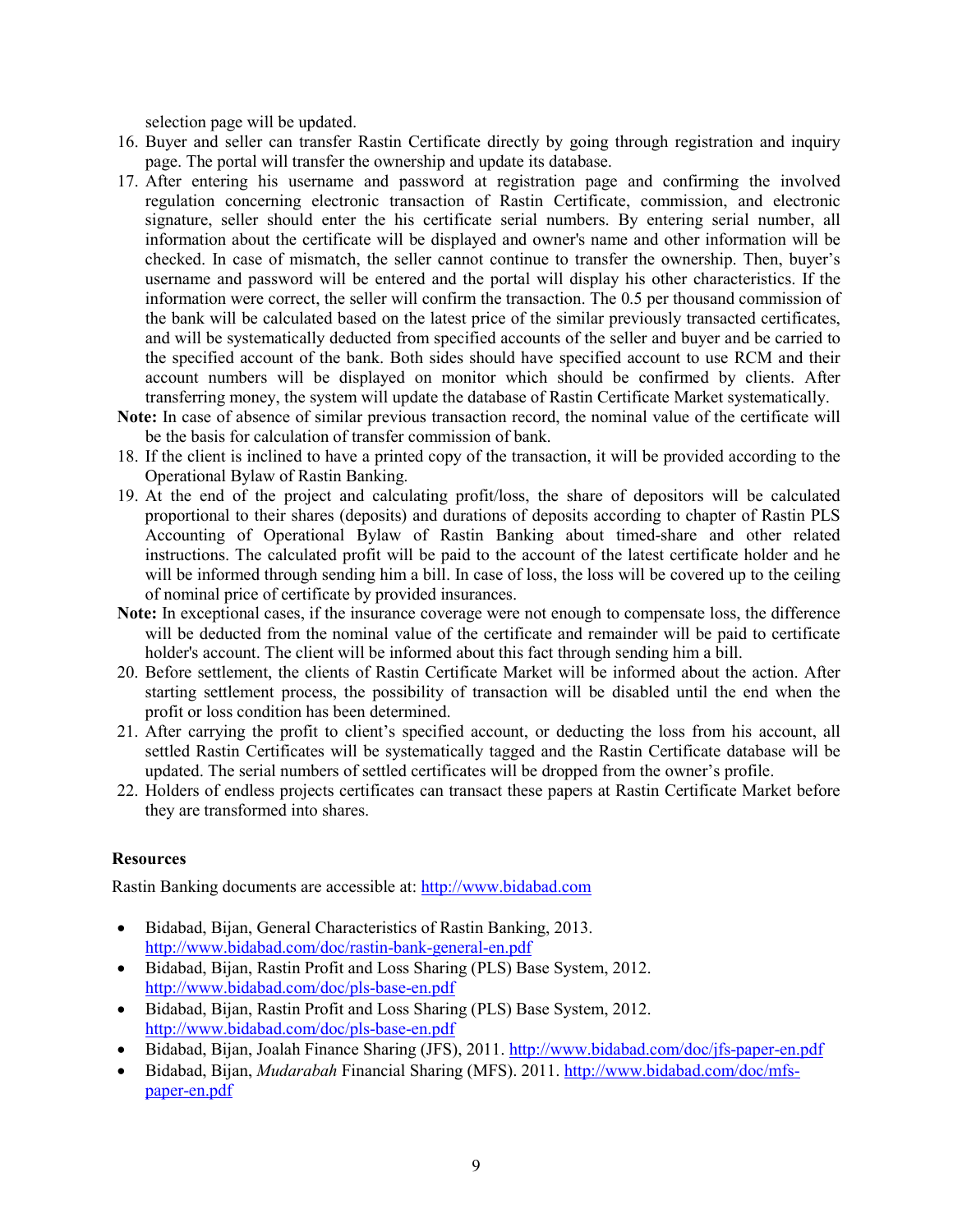selection page will be updated.

16. Buyer and seller can transfer Rastin Certificate directly by going through registration and inquiry page. The portal will transfer the ownership and update its database.
17. After entering his username and password at registration page and confirming the involved regulation concerning electronic transaction of Rastin Certificate, commission, and electronic signature, seller should enter the his certificate serial numbers. By entering serial number, all information about the certificate will be displayed and owner's name and other information will be checked. In case of mismatch, the seller cannot continue to transfer the ownership. Then, buyer's username and password will be entered and the portal will display his other characteristics. If the information were correct, the seller will confirm the transaction. The 0.5 per thousand commission of the bank will be calculated based on the latest price of the similar previously transacted certificates, and will be systematically deducted from specified accounts of the seller and buyer and be carried to the specified account of the bank. Both sides should have specified account to use RCM and their account numbers will be displayed on monitor which should be confirmed by clients. After transferring money, the system will update the database of Rastin Certificate Market systematically.

**Note:** In case of absence of similar previous transaction record, the nominal value of the certificate will be the basis for calculation of transfer commission of bank.

18. If the client is inclined to have a printed copy of the transaction, it will be provided according to the Operational Bylaw of Rastin Banking.
19. At the end of the project and calculating profit/loss, the share of depositors will be calculated proportional to their shares (deposits) and durations of deposits according to chapter of Rastin PLS Accounting of Operational Bylaw of Rastin Banking about timed-share and other related instructions. The calculated profit will be paid to the account of the latest certificate holder and he will be informed through sending him a bill. In case of loss, the loss will be covered up to the ceiling of nominal price of certificate by provided insurances.

**Note:** In exceptional cases, if the insurance coverage were not enough to compensate loss, the difference will be deducted from the nominal value of the certificate and remainder will be paid to certificate holder's account. The client will be informed about this fact through sending him a bill.

20. Before settlement, the clients of Rastin Certificate Market will be informed about the action. After starting settlement process, the possibility of transaction will be disabled until the end when the profit or loss condition has been determined.
21. After carrying the profit to client's specified account, or deducting the loss from his account, all settled Rastin Certificates will be systematically tagged and the Rastin Certificate database will be updated. The serial numbers of settled certificates will be dropped from the owner's profile.
22. Holders of endless projects certificates can transact these papers at Rastin Certificate Market before they are transformed into shares.

### Resources

Rastin Banking documents are accessible at: http://www.bidabad.com

- Bidabad, Bijan, General Characteristics of Rastin Banking, 2013. http://www.bidabad.com/doc/rastin-bank-general-en.pdf
- Bidabad, Bijan, Rastin Profit and Loss Sharing (PLS) Base System, 2012. http://www.bidabad.com/doc/pls-base-en.pdf
- Bidabad, Bijan, Rastin Profit and Loss Sharing (PLS) Base System, 2012. http://www.bidabad.com/doc/pls-base-en.pdf
- Bidabad, Bijan, Joalah Finance Sharing (JFS), 2011. http://www.bidabad.com/doc/jfs-paper-en.pdf
- Bidabad, Bijan, *Mudarabah* Financial Sharing (MFS). 2011. http://www.bidabad.com/doc/mfs-paper-en.pdf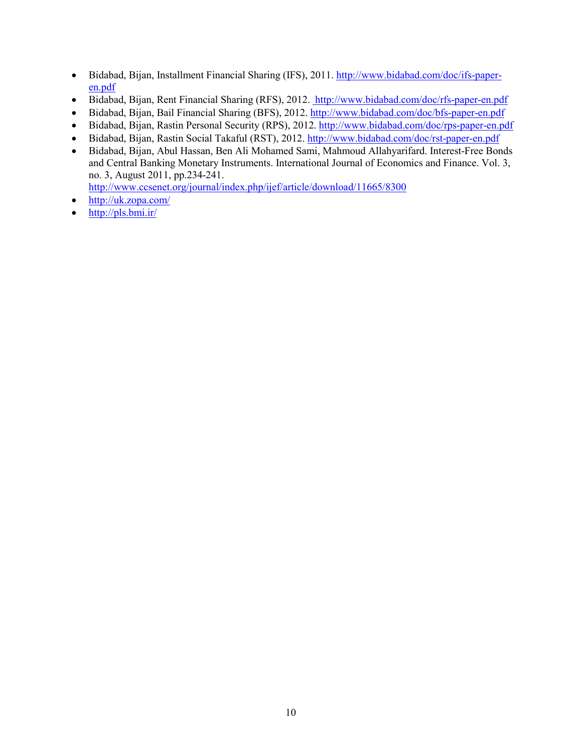- Bidabad, Bijan, Installment Financial Sharing (IFS), 2011. http://www.bidabad.com/doc/ifs-paper-en.pdf
- Bidabad, Bijan, Rent Financial Sharing (RFS), 2012. http://www.bidabad.com/doc/rfs-paper-en.pdf
- Bidabad, Bijan, Bail Financial Sharing (BFS), 2012. http://www.bidabad.com/doc/bfs-paper-en.pdf
- Bidabad, Bijan, Rastin Personal Security (RPS), 2012. http://www.bidabad.com/doc/rps-paper-en.pdf
- Bidabad, Bijan, Rastin Social Takaful (RST), 2012. http://www.bidabad.com/doc/rst-paper-en.pdf
- Bidabad, Bijan, Abul Hassan, Ben Ali Mohamed Sami, Mahmoud Allahyarifard. Interest-Free Bonds and Central Banking Monetary Instruments. International Journal of Economics and Finance. Vol. 3, no. 3, August 2011, pp.234-241. http://www.ccsenet.org/journal/index.php/ijef/article/download/11665/8300
- http://uk.zopa.com/
- http://pls.bmi.ir/